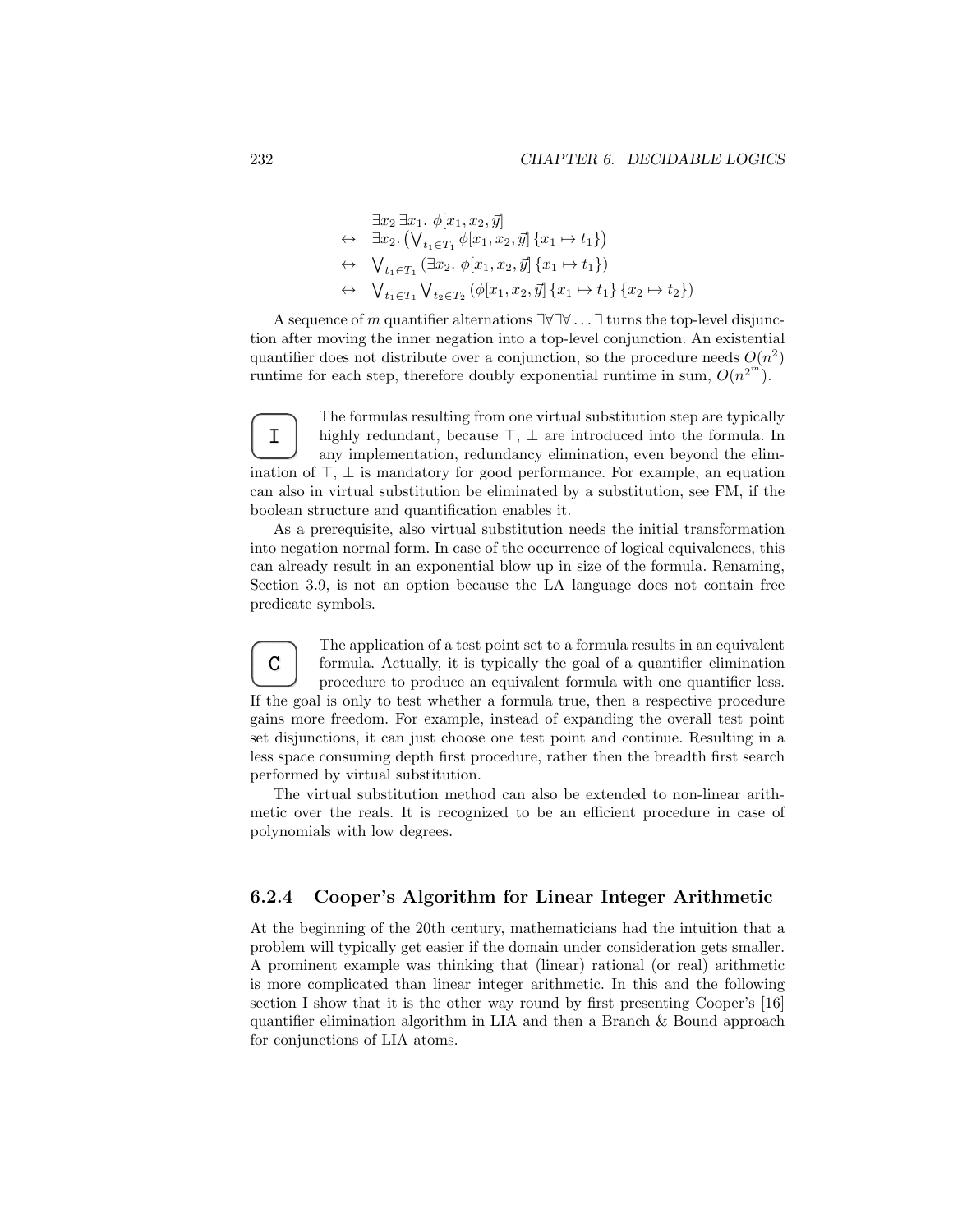$$
\begin{aligned}
& \exists x_2 \, \exists x_1. \; \phi[x_1, x_2, \vec{y}] \\
\leftrightarrow \quad & \exists x_2. \left( \bigvee_{t_1 \in T_1} \phi[x_1, x_2, \vec{y}] \, \{x_1 \mapsto t_1\} \right) \\
\leftrightarrow \quad & \bigvee_{t_1 \in T_1} \left( \exists x_2. \; \phi[x_1, x_2, \vec{y}] \, \{x_1 \mapsto t_1\} \right) \\
\leftrightarrow \quad & \bigvee_{t_1 \in T_1} \bigvee_{t_2 \in T_2} \left( \phi[x_1, x_2, \vec{y}] \, \{x_1 \mapsto t_1\} \, \{x_2 \mapsto t_2\} \right)
\end{aligned}
$$

A sequence of $m$ quantifier alternations $\exists\forall\exists\forall \ldots \exists$ turns the top-level disjunction after moving the inner negation into a top-level conjunction. An existential quantifier does not distribute over a conjunction, so the procedure needs $O(n^2)$ runtime for each step, therefore doubly exponential runtime in sum, $O(n^{2^m})$.

**I** The formulas resulting from one virtual substitution step are typically highly redundant, because $\top$, $\bot$ are introduced into the formula. In any implementation, redundancy elimination, even beyond the elimination of $\top$, $\bot$ is mandatory for good performance. For example, an equation can also in virtual substitution be eliminated by a substitution, see FM, if the boolean structure and quantification enables it.

As a prerequisite, also virtual substitution needs the initial transformation into negation normal form. In case of the occurrence of logical equivalences, this can already result in an exponential blow up in size of the formula. Renaming, Section 3.9, is not an option because the LA language does not contain free predicate symbols.

**C** The application of a test point set to a formula results in an equivalent formula. Actually, it is typically the goal of a quantifier elimination procedure to produce an equivalent formula with one quantifier less. If the goal is only to test whether a formula true, then a respective procedure gains more freedom. For example, instead of expanding the overall test point set disjunctions, it can just choose one test point and continue. Resulting in a less space consuming depth first procedure, rather then the breadth first search performed by virtual substitution.

The virtual substitution method can also be extended to non-linear arithmetic over the reals. It is recognized to be an efficient procedure in case of polynomials with low degrees.

### 6.2.4 Cooper's Algorithm for Linear Integer Arithmetic

At the beginning of the 20th century, mathematicians had the intuition that a problem will typically get easier if the domain under consideration gets smaller. A prominent example was thinking that (linear) rational (or real) arithmetic is more complicated than linear integer arithmetic. In this and the following section I show that it is the other way round by first presenting Cooper's [16] quantifier elimination algorithm in LIA and then a Branch & Bound approach for conjunctions of LIA atoms.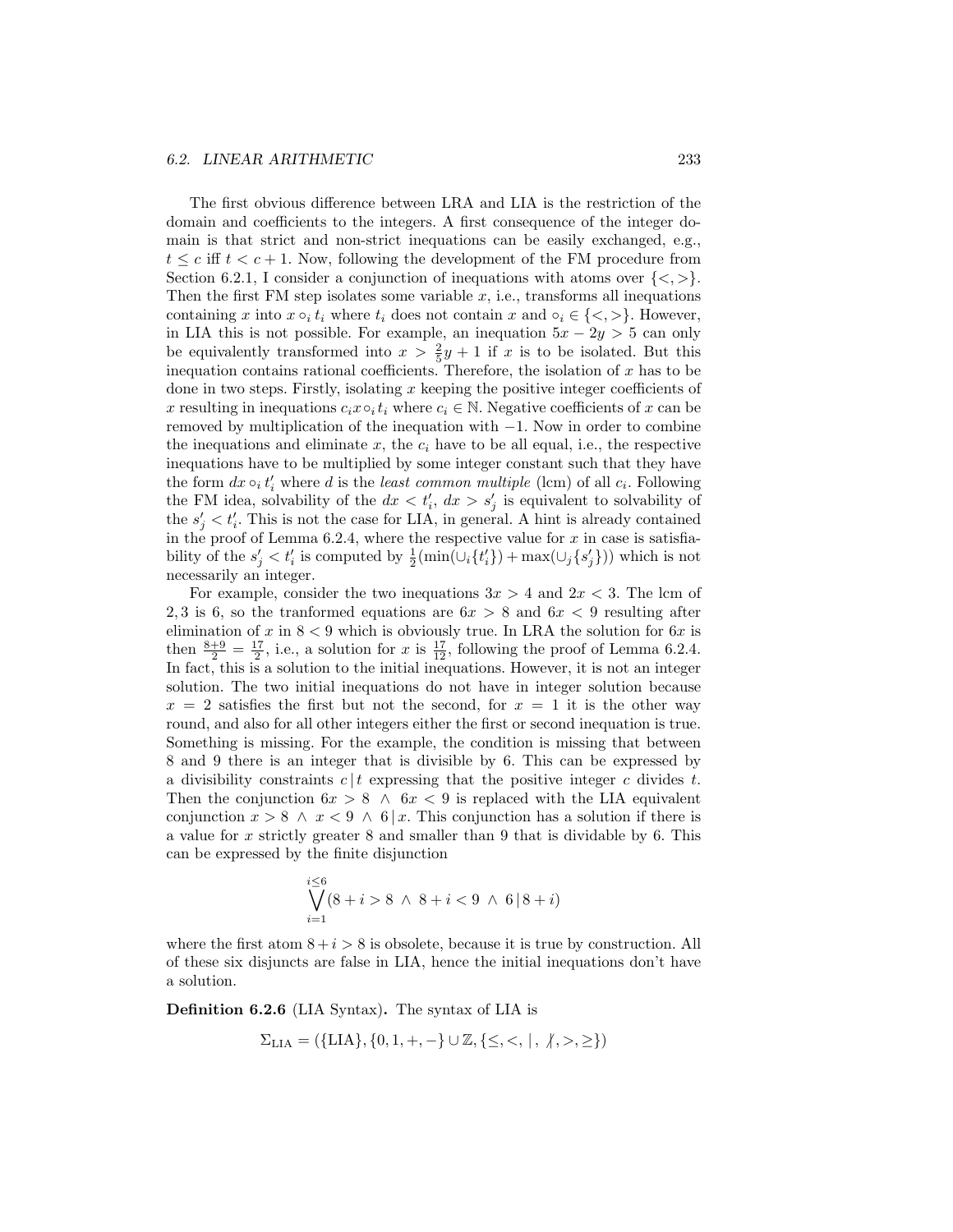The first obvious difference between LRA and LIA is the restriction of the domain and coefficients to the integers. A first consequence of the integer domain is that strict and non-strict inequations can be easily exchanged, e.g., $t \leq c$ iff $t < c + 1$. Now, following the development of the FM procedure from Section 6.2.1, I consider a conjunction of inequations with atoms over $\{<, >\}$. Then the first FM step isolates some variable $x$, i.e., transforms all inequations containing $x$ into $x \circ_i t_i$ where $t_i$ does not contain $x$ and $\circ_i \in \{<, >\}$. However, in LIA this is not possible. For example, an inequation $5x - 2y > 5$ can only be equivalently transformed into $x > \frac{2}{5}y + 1$ if $x$ is to be isolated. But this inequation contains rational coefficients. Therefore, the isolation of $x$ has to be done in two steps. Firstly, isolating $x$ keeping the positive integer coefficients of $x$ resulting in inequations $c_i x \circ_i t_i$ where $c_i \in \mathbb{N}$. Negative coefficients of $x$ can be removed by multiplication of the inequation with $-1$. Now in order to combine the inequations and eliminate $x$, the $c_i$ have to be all equal, i.e., the respective inequations have to be multiplied by some integer constant such that they have the form $dx \circ_i t'_i$ where $d$ is the *least common multiple* (lcm) of all $c_i$. Following the FM idea, solvability of the $dx < t'_i$, $dx > s'_j$ is equivalent to solvability of the $s'_j < t'_i$. This is not the case for LIA, in general. A hint is already contained in the proof of Lemma 6.2.4, where the respective value for $x$ in case is satisfiability of the $s'_j < t'_i$ is computed by $\frac{1}{2}(\min(\cup_i\{t'_i\}) + \max(\cup_j\{s'_j\}))$ which is not necessarily an integer.

For example, consider the two inequations $3x > 4$ and $2x < 3$. The lcm of $2, 3$ is 6, so the tranformed equations are $6x > 8$ and $6x < 9$ resulting after elimination of $x$ in $8 < 9$ which is obviously true. In LRA the solution for $6x$ is then $\frac{8+9}{2} = \frac{17}{2}$, i.e., a solution for $x$ is $\frac{17}{12}$, following the proof of Lemma 6.2.4. In fact, this is a solution to the initial inequations. However, it is not an integer solution. The two initial inequations do not have in integer solution because $x = 2$ satisfies the first but not the second, for $x = 1$ it is the other way round, and also for all other integers either the first or second inequation is true. Something is missing. For the example, the condition is missing that between 8 and 9 there is an integer that is divisible by 6. This can be expressed by a divisibility constraints $c \,|\, t$ expressing that the positive integer $c$ divides $t$. Then the conjunction $6x > 8 \;\wedge\; 6x < 9$ is replaced with the LIA equivalent conjunction $x > 8 \;\wedge\; x < 9 \;\wedge\; 6 \,|\, x$. This conjunction has a solution if there is a value for $x$ strictly greater 8 and smaller than 9 that is dividable by 6. This can be expressed by the finite disjunction

$$\bigvee_{i=1}^{i \leq 6} (8 + i > 8 \;\wedge\; 8 + i < 9 \;\wedge\; 6 \,|\, 8 + i)$$

where the first atom $8 + i > 8$ is obsolete, because it is true by construction. All of these six disjuncts are false in LIA, hence the initial inequations don't have a solution.

**Definition 6.2.6** (LIA Syntax)**.** The syntax of LIA is

$$\Sigma_{\text{LIA}} = (\{\text{LIA}\}, \{0, 1, +, -\} \cup \mathbb{Z}, \{\leq, <, \,|\,, \nmid, >, \geq\})$$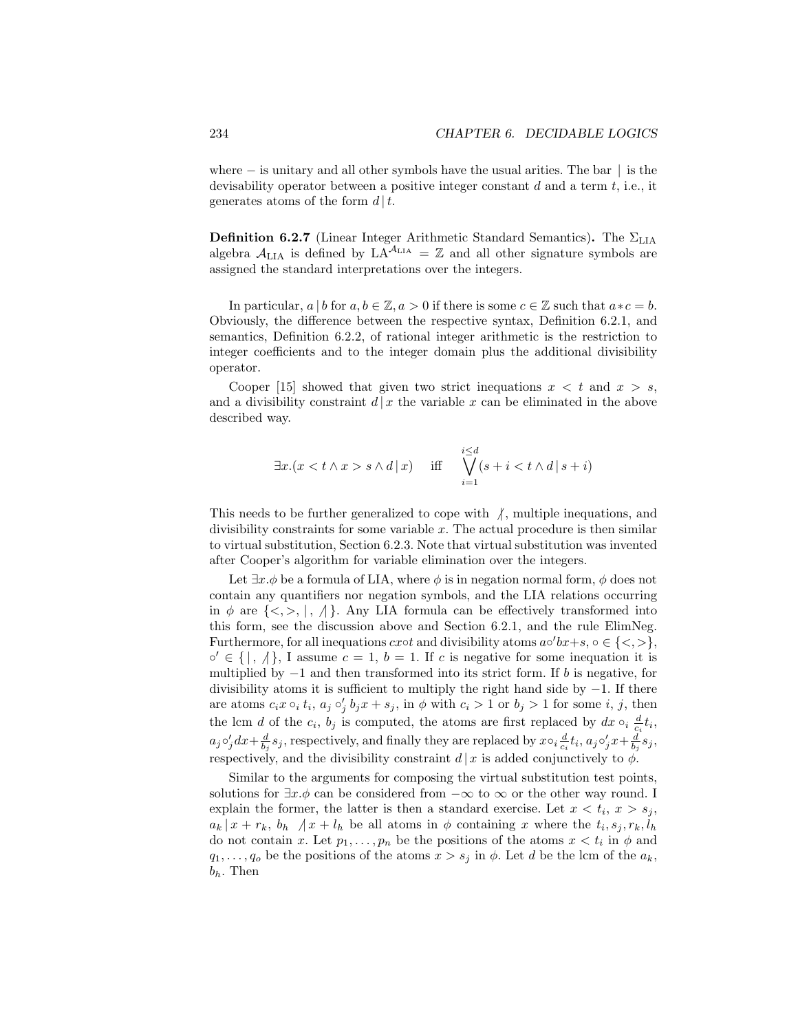where $-$ is unitary and all other symbols have the usual arities. The bar $\,|\,$ is the devisability operator between a positive integer constant $d$ and a term $t$, i.e., it generates atoms of the form $d \,|\, t$.

**Definition 6.2.7** (Linear Integer Arithmetic Standard Semantics)**.** The $\Sigma_{\text{LIA}}$ algebra $\mathcal{A}_{\text{LIA}}$ is defined by $\text{LA}^{\mathcal{A}_{\text{LIA}}} = \mathbb{Z}$ and all other signature symbols are assigned the standard interpretations over the integers.

In particular, $a \,|\, b$ for $a, b \in \mathbb{Z}, a > 0$ if there is some $c \in \mathbb{Z}$ such that $a * c = b$. Obviously, the difference between the respective syntax, Definition 6.2.1, and semantics, Definition 6.2.2, of rational integer arithmetic is the restriction to integer coefficients and to the integer domain plus the additional divisibility operator.

Cooper [15] showed that given two strict inequations $x < t$ and $x > s$, and a divisibility constraint $d \,|\, x$ the variable $x$ can be eliminated in the above described way.

$$\exists x.(x < t \wedge x > s \wedge d \,|\, x) \quad \text{iff} \quad \bigvee_{i=1}^{i \leq d} (s + i < t \wedge d \,|\, s + i)$$

This needs to be further generalized to cope with $\nmid$, multiple inequations, and divisibility constraints for some variable $x$. The actual procedure is then similar to virtual substitution, Section 6.2.3. Note that virtual substitution was invented after Cooper's algorithm for variable elimination over the integers.

Let $\exists x.\phi$ be a formula of LIA, where $\phi$ is in negation normal form, $\phi$ does not contain any quantifiers nor negation symbols, and the LIA relations occurring in $\phi$ are $\{<, >, \,|\,, \nmid\}$. Any LIA formula can be effectively transformed into this form, see the discussion above and Section 6.2.1, and the rule ElimNeg. Furthermore, for all inequations $cx \circ t$ and divisibility atoms $a \circ' bx + s$, $\circ \in \{<, >\}$, $\circ' \in \{\,|\,, \nmid\}$, I assume $c = 1$, $b = 1$. If $c$ is negative for some inequation it is multiplied by $-1$ and then transformed into its strict form. If $b$ is negative, for divisibility atoms it is sufficient to multiply the right hand side by $-1$. If there are atoms $c_i x \circ_i t_i$, $a_j \circ'_j b_j x + s_j$, in $\phi$ with $c_i > 1$ or $b_j > 1$ for some $i$, $j$, then the lcm $d$ of the $c_i$, $b_j$ is computed, the atoms are first replaced by $dx \circ_i \frac{d}{c_i} t_i$, $a_j \circ'_j dx + \frac{d}{b_j} s_j$, respectively, and finally they are replaced by $x \circ_i \frac{d}{c_i} t_i$, $a_j \circ'_j x + \frac{d}{b_j} s_j$, respectively, and the divisibility constraint $d \,|\, x$ is added conjunctively to $\phi$.

Similar to the arguments for composing the virtual substitution test points, solutions for $\exists x.\phi$ can be considered from $-\infty$ to $\infty$ or the other way round. I explain the former, the latter is then a standard exercise. Let $x < t_i$, $x > s_j$, $a_k \,|\, x + r_k$, $b_h \nmid x + l_h$ be all atoms in $\phi$ containing $x$ where the $t_i, s_j, r_k, l_h$ do not contain $x$. Let $p_1, \ldots, p_n$ be the positions of the atoms $x < t_i$ in $\phi$ and $q_1, \ldots, q_o$ be the positions of the atoms $x > s_j$ in $\phi$. Let $d$ be the lcm of the $a_k$, $b_h$. Then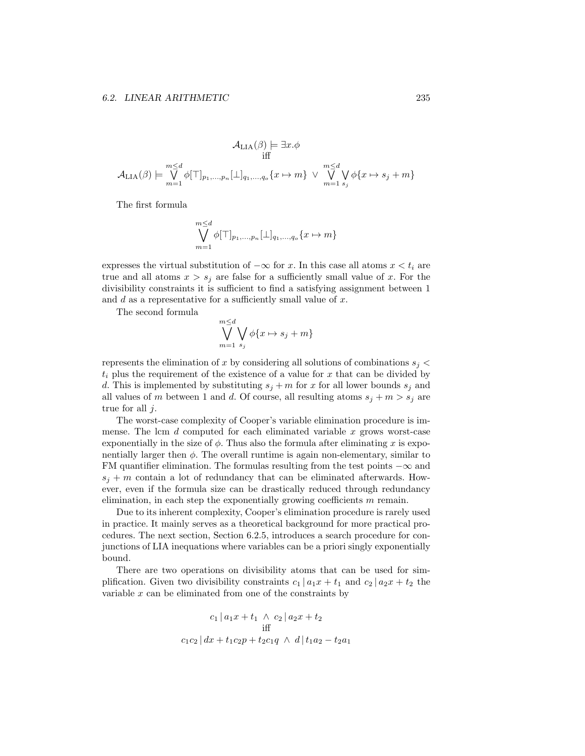$$\mathcal{A}_{\text{LIA}}(\beta) \models \exists x.\phi$$
$$\text{iff}$$
$$\mathcal{A}_{\text{LIA}}(\beta) \models \bigvee_{m=1}^{m \leq d} \phi[\top]_{p_1,\ldots,p_n}[\bot]_{q_1,\ldots,q_o}\{x \mapsto m\} \;\vee\; \bigvee_{m=1}^{m \leq d} \bigvee_{s_j} \phi\{x \mapsto s_j + m\}$$

The first formula

$$\bigvee_{m=1}^{m \leq d} \phi[\top]_{p_1,\ldots,p_n}[\bot]_{q_1,\ldots,q_o}\{x \mapsto m\}$$

expresses the virtual substitution of $-\infty$ for $x$. In this case all atoms $x < t_i$ are true and all atoms $x > s_j$ are false for a sufficiently small value of $x$. For the divisibility constraints it is sufficient to find a satisfying assignment between 1 and $d$ as a representative for a sufficiently small value of $x$.

The second formula

$$\bigvee_{m=1}^{m \leq d} \bigvee_{s_j} \phi\{x \mapsto s_j + m\}$$

represents the elimination of $x$ by considering all solutions of combinations $s_j < t_i$ plus the requirement of the existence of a value for $x$ that can be divided by $d$. This is implemented by substituting $s_j + m$ for $x$ for all lower bounds $s_j$ and all values of $m$ between 1 and $d$. Of course, all resulting atoms $s_j + m > s_j$ are true for all $j$.

The worst-case complexity of Cooper's variable elimination procedure is immense. The lcm $d$ computed for each eliminated variable $x$ grows worst-case exponentially in the size of $\phi$. Thus also the formula after eliminating $x$ is exponentially larger then $\phi$. The overall runtime is again non-elementary, similar to FM quantifier elimination. The formulas resulting from the test points $-\infty$ and $s_j + m$ contain a lot of redundancy that can be eliminated afterwards. However, even if the formula size can be drastically reduced through redundancy elimination, in each step the exponentially growing coefficients $m$ remain.

Due to its inherent complexity, Cooper's elimination procedure is rarely used in practice. It mainly serves as a theoretical background for more practical procedures. The next section, Section 6.2.5, introduces a search procedure for conjunctions of LIA inequations where variables can be a priori singly exponentially bound.

There are two operations on divisibility atoms that can be used for simplification. Given two divisibility constraints $c_1 \,|\, a_1x + t_1$ and $c_2 \,|\, a_2x + t_2$ the variable $x$ can be eliminated from one of the constraints by

$$c_1 \,|\, a_1x + t_1 \;\wedge\; c_2 \,|\, a_2x + t_2$$
$$\text{iff}$$
$$c_1c_2 \,|\, dx + t_1c_2p + t_2c_1q \;\wedge\; d \,|\, t_1a_2 - t_2a_1$$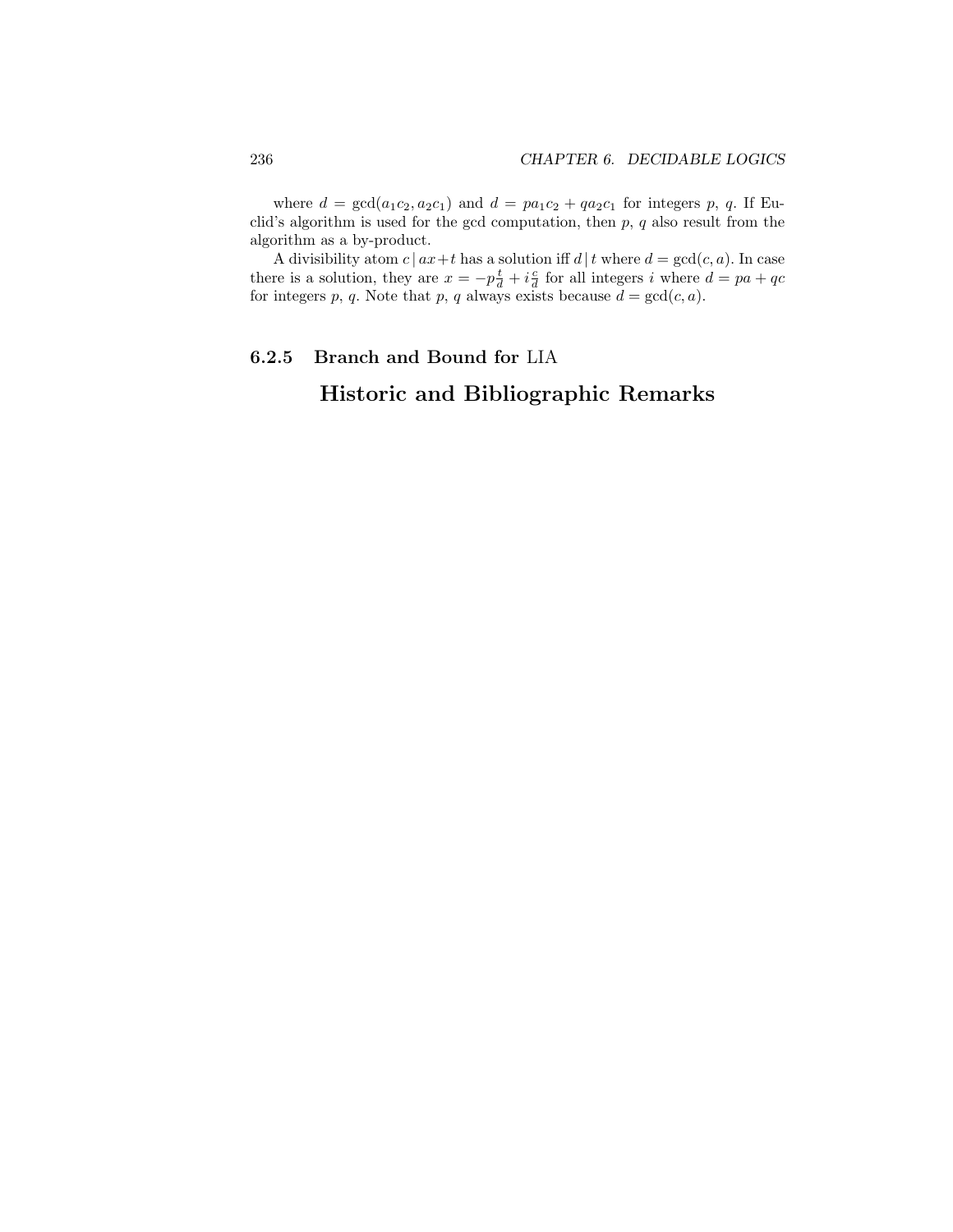where $d = \gcd(a_1c_2, a_2c_1)$ and $d = pa_1c_2 + qa_2c_1$ for integers $p$, $q$. If Euclid's algorithm is used for the gcd computation, then $p$, $q$ also result from the algorithm as a by-product.

A divisibility atom $c \mid ax+t$ has a solution iff $d \mid t$ where $d = \gcd(c, a)$. In case there is a solution, they are $x = -p\frac{t}{d} + i\frac{c}{d}$ for all integers $i$ where $d = pa + qc$ for integers $p$, $q$. Note that $p$, $q$ always exists because $d = \gcd(c, a)$.

### 6.2.5 Branch and Bound for LIA

## Historic and Bibliographic Remarks